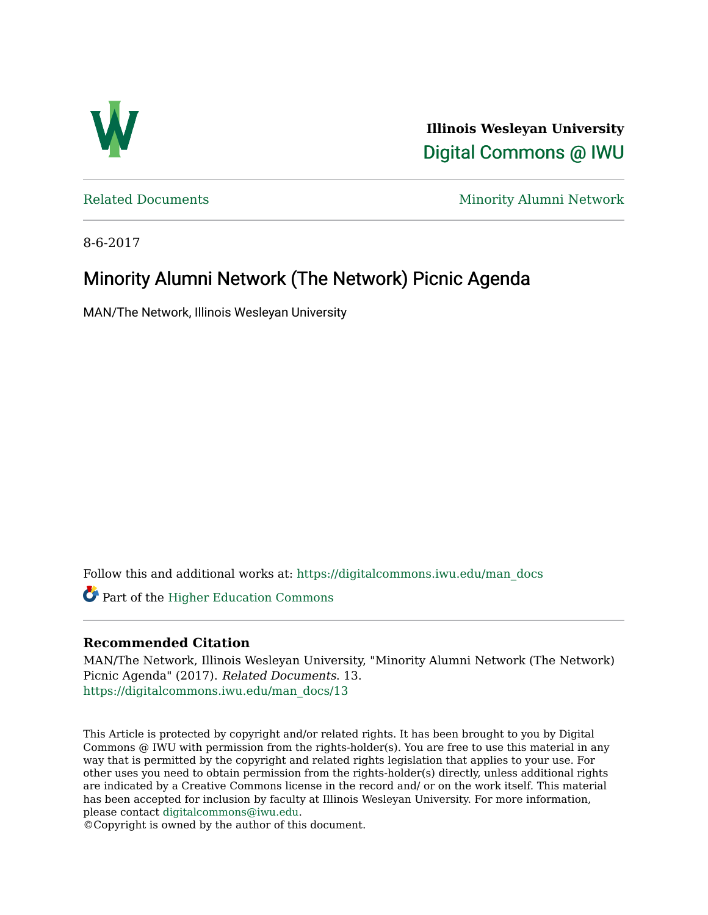Illinois Wesleyan University

Digital Commons @ IWU

Related Documents

Minority Alumni Network

8-6-2017

# Minority Alumni Network (The Network) Picnic Agenda

MAN/The Network, Illinois Wesleyan University

Follow this and additional works at: https://digitalcommons.iwu.edu/man_docs

Part of the Higher Education Commons

## Recommended Citation

MAN/The Network, Illinois Wesleyan University, "Minority Alumni Network (The Network) Picnic Agenda" (2017). *Related Documents*. 13.
https://digitalcommons.iwu.edu/man_docs/13

This Article is protected by copyright and/or related rights. It has been brought to you by Digital Commons @ IWU with permission from the rights-holder(s). You are free to use this material in any way that is permitted by the copyright and related rights legislation that applies to your use. For other uses you need to obtain permission from the rights-holder(s) directly, unless additional rights are indicated by a Creative Commons license in the record and/ or on the work itself. This material has been accepted for inclusion by faculty at Illinois Wesleyan University. For more information, please contact digitalcommons@iwu.edu.
©Copyright is owned by the author of this document.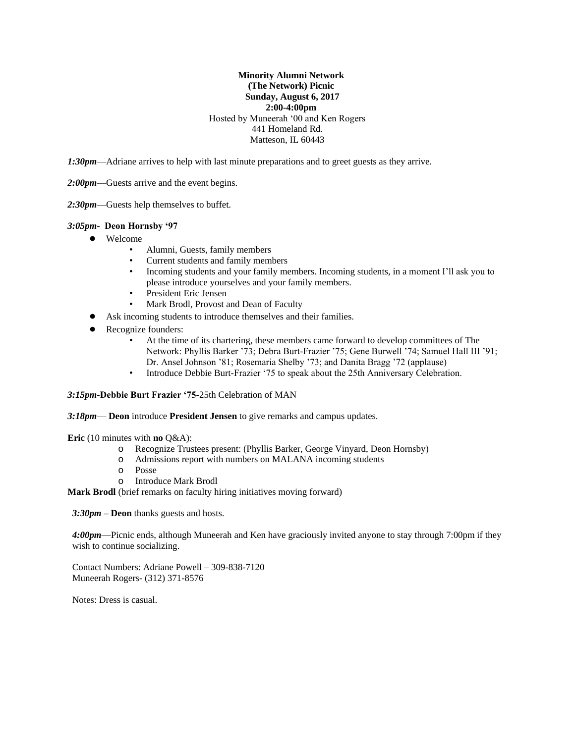**Minority Alumni Network**
**(The Network) Picnic**
**Sunday, August 6, 2017**
**2:00-4:00pm**
Hosted by Muneerah '00 and Ken Rogers
441 Homeland Rd.
Matteson, IL 60443

***1:30pm***—Adriane arrives to help with last minute preparations and to greet guests as they arrive.

***2:00pm***—Guests arrive and the event begins.

***2:30pm***—Guests help themselves to buffet.

***3:05pm***- **Deon Hornsby '97**

- Welcome
    - Alumni, Guests, family members
    - Current students and family members
    - Incoming students and your family members. Incoming students, in a moment I'll ask you to please introduce yourselves and your family members.
    - President Eric Jensen
    - Mark Brodl, Provost and Dean of Faculty
- Ask incoming students to introduce themselves and their families.
- Recognize founders:
    - At the time of its chartering, these members came forward to develop committees of The Network: Phyllis Barker '73; Debra Burt-Frazier '75; Gene Burwell '74; Samuel Hall III '91; Dr. Ansel Johnson '81; Rosemaria Shelby '73; and Danita Bragg '72 (applause)
    - Introduce Debbie Burt-Frazier '75 to speak about the 25th Anniversary Celebration.

***3:15pm*-Debbie Burt Frazier '75-**25th Celebration of MAN

***3:18pm***— **Deon** introduce **President Jensen** to give remarks and campus updates.

**Eric** (10 minutes with **no** Q&A):

- Recognize Trustees present: (Phyllis Barker, George Vinyard, Deon Hornsby)
- Admissions report with numbers on MALANA incoming students
- Posse
- Introduce Mark Brodl

**Mark Brodl** (brief remarks on faculty hiring initiatives moving forward)

***3:30pm* – Deon** thanks guests and hosts.

***4:00pm***—Picnic ends, although Muneerah and Ken have graciously invited anyone to stay through 7:00pm if they wish to continue socializing.

Contact Numbers: Adriane Powell – 309-838-7120
Muneerah Rogers- (312) 371-8576

Notes: Dress is casual.